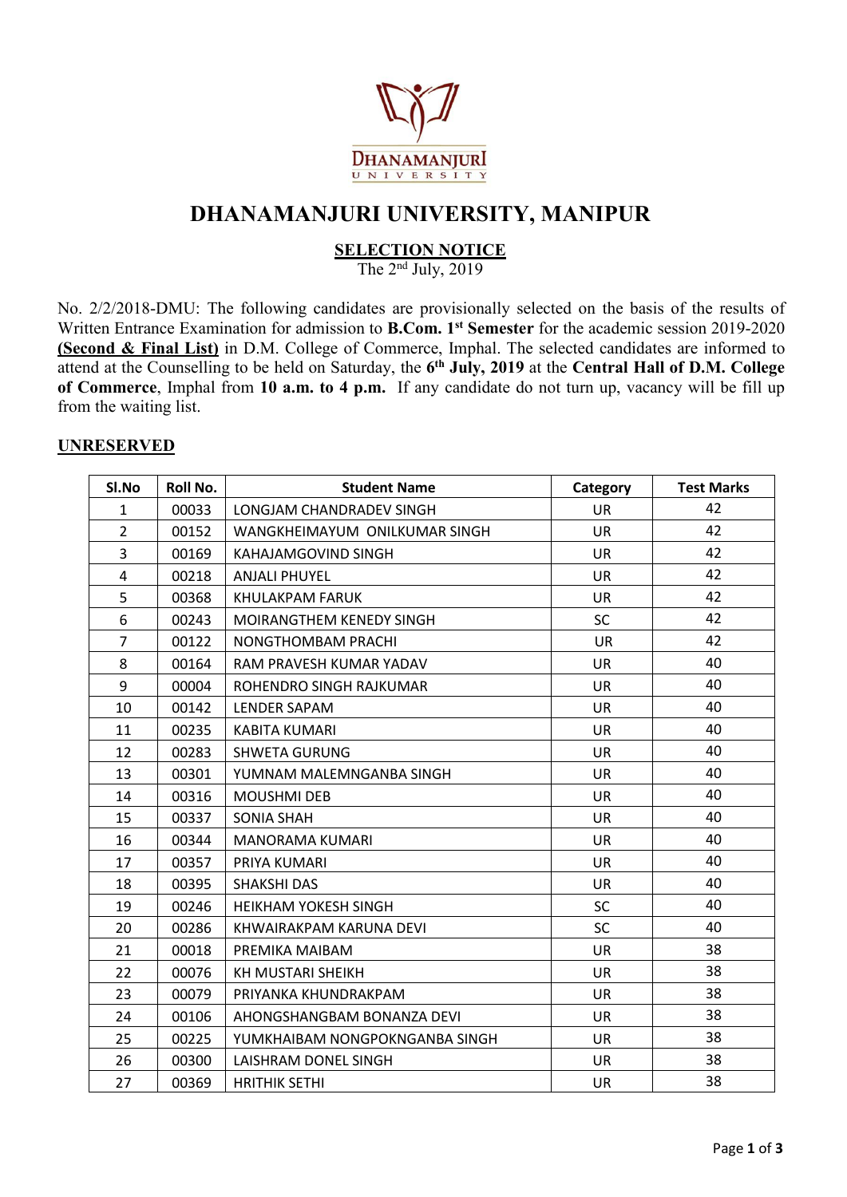DHANAMANJURI UNIVERSITY

# DHANAMANJURI UNIVERSITY, MANIPUR

## SELECTION NOTICE

The 2nd July, 2019

No. 2/2/2018-DMU: The following candidates are provisionally selected on the basis of the results of Written Entrance Examination for admission to **B.Com. 1st Semester** for the academic session 2019-2020 **(Second & Final List)** in D.M. College of Commerce, Imphal. The selected candidates are informed to attend at the Counselling to be held on Saturday, the **6th July, 2019** at the **Central Hall of D.M. College of Commerce**, Imphal from **10 a.m. to 4 p.m.** If any candidate do not turn up, vacancy will be fill up from the waiting list.

### UNRESERVED

| Sl.No | Roll No. | Student Name | Category | Test Marks |
|---|---|---|---|---|
| 1 | 00033 | LONGJAM CHANDRADEV SINGH | UR | 42 |
| 2 | 00152 | WANGKHEIMAYUM ONILKUMAR SINGH | UR | 42 |
| 3 | 00169 | KAHAJAMGOVIND SINGH | UR | 42 |
| 4 | 00218 | ANJALI PHUYEL | UR | 42 |
| 5 | 00368 | KHULAKPAM FARUK | UR | 42 |
| 6 | 00243 | MOIRANGTHEM KENEDY SINGH | SC | 42 |
| 7 | 00122 | NONGTHOMBAM PRACHI | UR | 42 |
| 8 | 00164 | RAM PRAVESH KUMAR YADAV | UR | 40 |
| 9 | 00004 | ROHENDRO SINGH RAJKUMAR | UR | 40 |
| 10 | 00142 | LENDER SAPAM | UR | 40 |
| 11 | 00235 | KABITA KUMARI | UR | 40 |
| 12 | 00283 | SHWETA GURUNG | UR | 40 |
| 13 | 00301 | YUMNAM MALEMNGANBA SINGH | UR | 40 |
| 14 | 00316 | MOUSHMI DEB | UR | 40 |
| 15 | 00337 | SONIA SHAH | UR | 40 |
| 16 | 00344 | MANORAMA KUMARI | UR | 40 |
| 17 | 00357 | PRIYA KUMARI | UR | 40 |
| 18 | 00395 | SHAKSHI DAS | UR | 40 |
| 19 | 00246 | HEIKHAM YOKESH SINGH | SC | 40 |
| 20 | 00286 | KHWAIRAKPAM KARUNA DEVI | SC | 40 |
| 21 | 00018 | PREMIKA MAIBAM | UR | 38 |
| 22 | 00076 | KH MUSTARI SHEIKH | UR | 38 |
| 23 | 00079 | PRIYANKA KHUNDRAKPAM | UR | 38 |
| 24 | 00106 | AHONGSHANGBAM BONANZA DEVI | UR | 38 |
| 25 | 00225 | YUMKHAIBAM NONGPOKNGANBA SINGH | UR | 38 |
| 26 | 00300 | LAISHRAM DONEL SINGH | UR | 38 |
| 27 | 00369 | HRITHIK SETHI | UR | 38 |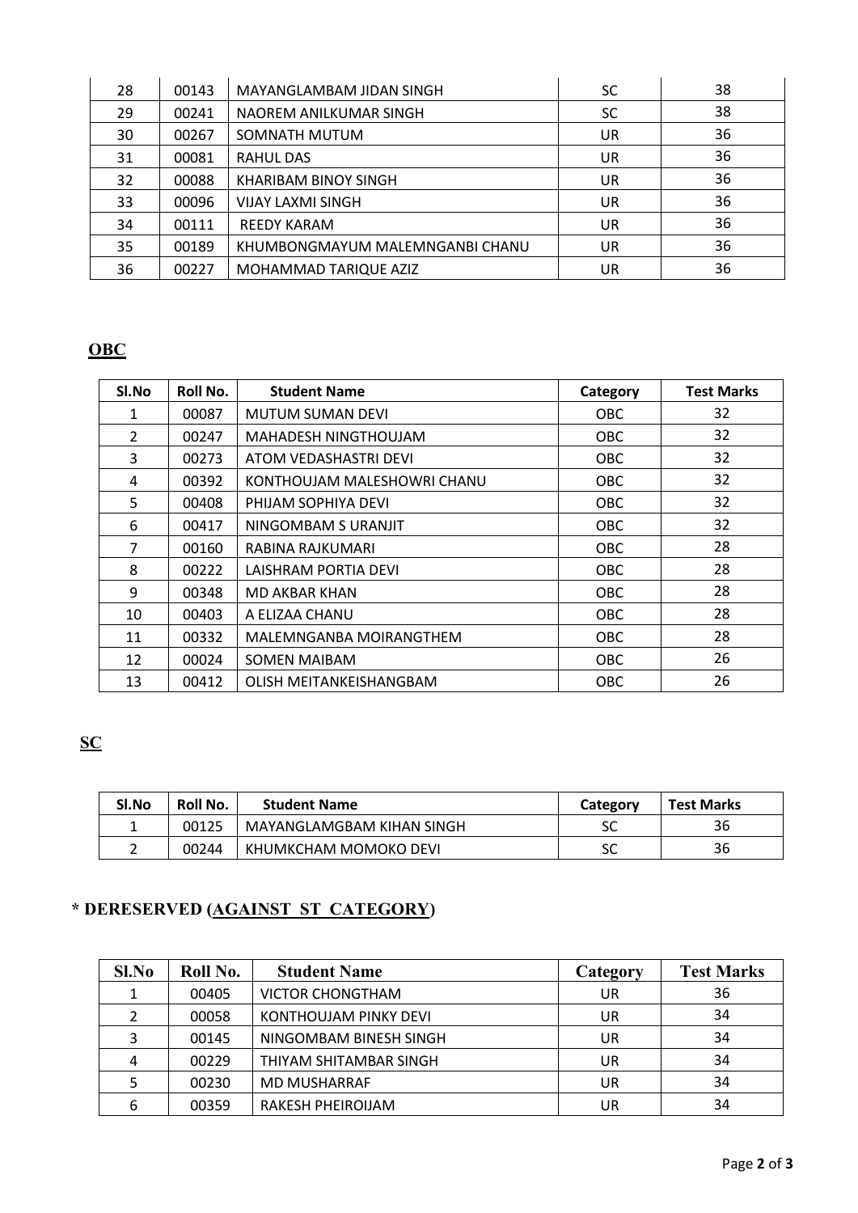| 28 | 00143 | MAYANGLAMBAM JIDAN SINGH | SC | 38 |
|---|---|---|---|---|
| 29 | 00241 | NAOREM ANILKUMAR SINGH | SC | 38 |
| 30 | 00267 | SOMNATH MUTUM | UR | 36 |
| 31 | 00081 | RAHUL DAS | UR | 36 |
| 32 | 00088 | KHARIBAM BINOY SINGH | UR | 36 |
| 33 | 00096 | VIJAY LAXMI SINGH | UR | 36 |
| 34 | 00111 | REEDY KARAM | UR | 36 |
| 35 | 00189 | KHUMBONGMAYUM MALEMNGANBI CHANU | UR | 36 |
| 36 | 00227 | MOHAMMAD TARIQUE AZIZ | UR | 36 |

## **OBC**

| Sl.No | Roll No. | Student Name | Category | Test Marks |
|---|---|---|---|---|
| 1 | 00087 | MUTUM SUMAN DEVI | OBC | 32 |
| 2 | 00247 | MAHADESH NINGTHOUJAM | OBC | 32 |
| 3 | 00273 | ATOM VEDASHASTRI DEVI | OBC | 32 |
| 4 | 00392 | KONTHOUJAM MALESHOWRI CHANU | OBC | 32 |
| 5 | 00408 | PHIJAM SOPHIYA DEVI | OBC | 32 |
| 6 | 00417 | NINGOMBAM S URANJIT | OBC | 32 |
| 7 | 00160 | RABINA RAJKUMARI | OBC | 28 |
| 8 | 00222 | LAISHRAM PORTIA DEVI | OBC | 28 |
| 9 | 00348 | MD AKBAR KHAN | OBC | 28 |
| 10 | 00403 | A ELIZAA CHANU | OBC | 28 |
| 11 | 00332 | MALEMNGANBA MOIRANGTHEM | OBC | 28 |
| 12 | 00024 | SOMEN MAIBAM | OBC | 26 |
| 13 | 00412 | OLISH MEITANKEISHANGBAM | OBC | 26 |

## **SC**

| Sl.No | Roll No. | Student Name | Category | Test Marks |
|---|---|---|---|---|
| 1 | 00125 | MAYANGLAMGBAM KIHAN SINGH | SC | 36 |
| 2 | 00244 | KHUMKCHAM MOMOKO DEVI | SC | 36 |

## **\* DERESERVED (AGAINST ST CATEGORY)**

| Sl.No | Roll No. | Student Name | Category | Test Marks |
|---|---|---|---|---|
| 1 | 00405 | VICTOR CHONGTHAM | UR | 36 |
| 2 | 00058 | KONTHOUJAM PINKY DEVI | UR | 34 |
| 3 | 00145 | NINGOMBAM BINESH SINGH | UR | 34 |
| 4 | 00229 | THIYAM SHITAMBAR SINGH | UR | 34 |
| 5 | 00230 | MD MUSHARRAF | UR | 34 |
| 6 | 00359 | RAKESH PHEIROIJAM | UR | 34 |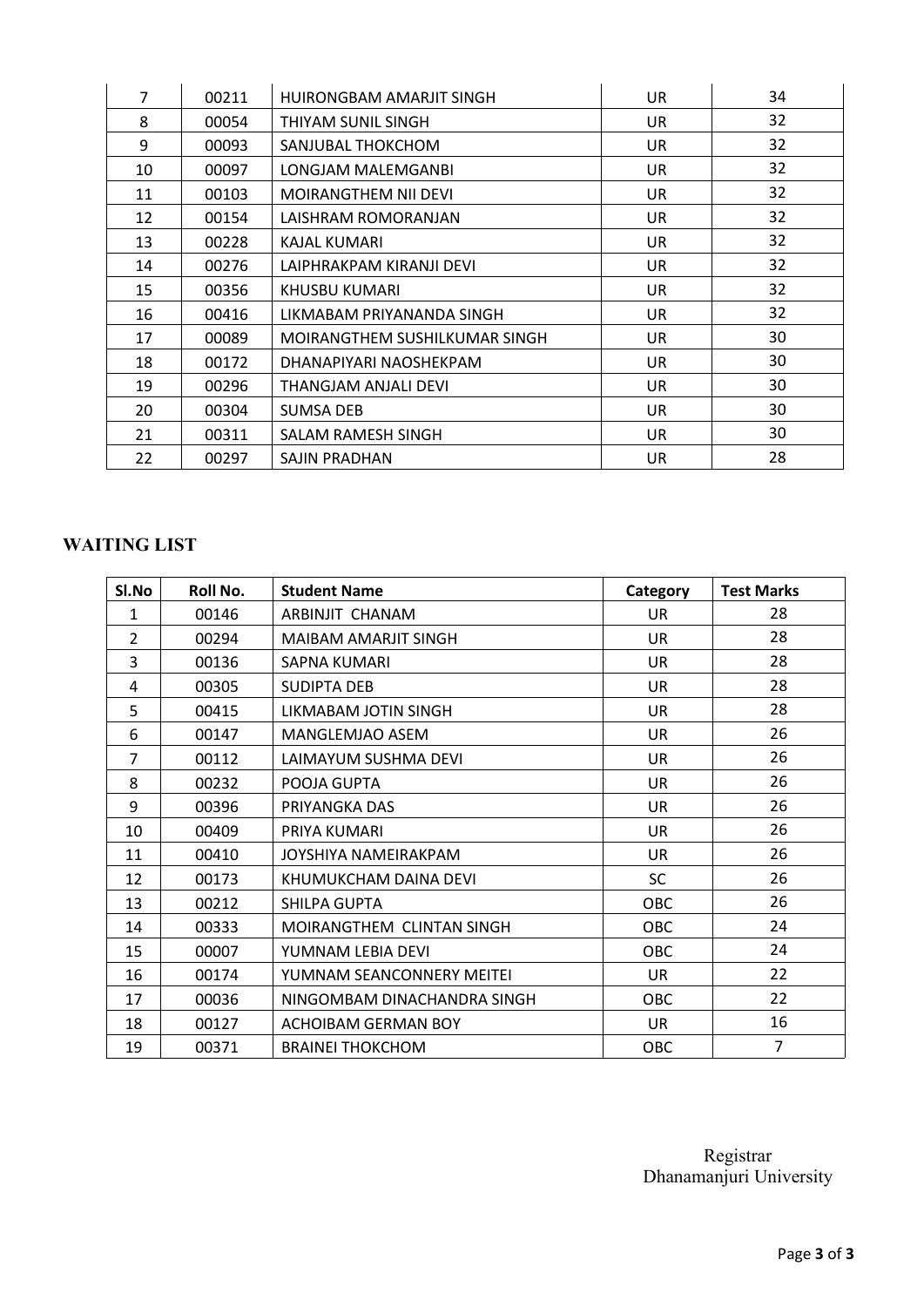| | | | | |
|---|---|---|---|---|
| 7 | 00211 | HUIRONGBAM AMARJIT SINGH | UR | 34 |
| 8 | 00054 | THIYAM SUNIL SINGH | UR | 32 |
| 9 | 00093 | SANJUBAL THOKCHOM | UR | 32 |
| 10 | 00097 | LONGJAM MALEMGANBI | UR | 32 |
| 11 | 00103 | MOIRANGTHEM NII DEVI | UR | 32 |
| 12 | 00154 | LAISHRAM ROMORANJAN | UR | 32 |
| 13 | 00228 | KAJAL KUMARI | UR | 32 |
| 14 | 00276 | LAIPHRAKPAM KIRANJI DEVI | UR | 32 |
| 15 | 00356 | KHUSBU KUMARI | UR | 32 |
| 16 | 00416 | LIKMABAM PRIYANANDA SINGH | UR | 32 |
| 17 | 00089 | MOIRANGTHEM SUSHILKUMAR SINGH | UR | 30 |
| 18 | 00172 | DHANAPIYARI NAOSHEKPAM | UR | 30 |
| 19 | 00296 | THANGJAM ANJALI DEVI | UR | 30 |
| 20 | 00304 | SUMSA DEB | UR | 30 |
| 21 | 00311 | SALAM RAMESH SINGH | UR | 30 |
| 22 | 00297 | SAJIN PRADHAN | UR | 28 |

## WAITING LIST

| Sl.No | Roll No. | Student Name | Category | Test Marks |
|---|---|---|---|---|
| 1 | 00146 | ARBINJIT CHANAM | UR | 28 |
| 2 | 00294 | MAIBAM AMARJIT SINGH | UR | 28 |
| 3 | 00136 | SAPNA KUMARI | UR | 28 |
| 4 | 00305 | SUDIPTA DEB | UR | 28 |
| 5 | 00415 | LIKMABAM JOTIN SINGH | UR | 28 |
| 6 | 00147 | MANGLEMJAO ASEM | UR | 26 |
| 7 | 00112 | LAIMAYUM SUSHMA DEVI | UR | 26 |
| 8 | 00232 | POOJA GUPTA | UR | 26 |
| 9 | 00396 | PRIYANGKA DAS | UR | 26 |
| 10 | 00409 | PRIYA KUMARI | UR | 26 |
| 11 | 00410 | JOYSHIYA NAMEIRAKPAM | UR | 26 |
| 12 | 00173 | KHUMUKCHAM DAINA DEVI | SC | 26 |
| 13 | 00212 | SHILPA GUPTA | OBC | 26 |
| 14 | 00333 | MOIRANGTHEM CLINTAN SINGH | OBC | 24 |
| 15 | 00007 | YUMNAM LEBIA DEVI | OBC | 24 |
| 16 | 00174 | YUMNAM SEANCONNERY MEITEI | UR | 22 |
| 17 | 00036 | NINGOMBAM DINACHANDRA SINGH | OBC | 22 |
| 18 | 00127 | ACHOIBAM GERMAN BOY | UR | 16 |
| 19 | 00371 | BRAINEI THOKCHOM | OBC | 7 |

Registrar
Dhanamanjuri University